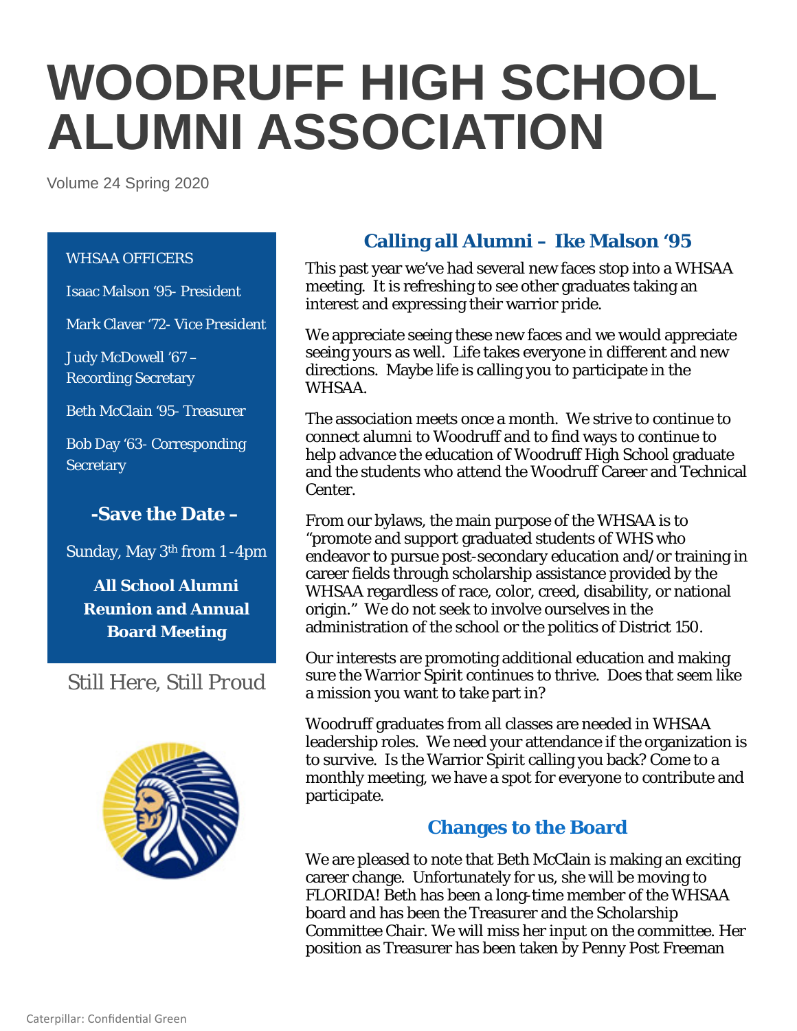# WOODRUFF HIGH SCHOOL ALUMNI ASSOCIATION

Volume 24 Spring 2020

WHSAA OFFICERS

Isaac Malson '95- President

Mark Claver '72- Vice President

Judy McDowell '67 – Recording Secretary

Beth McClain '95- Treasurer

Bob Day '63- Corresponding Secretary

**-Save the Date –**

Sunday, May 3th from 1-4pm

**All School Alumni Reunion and Annual Board Meeting**

Still Here, Still Proud

## Calling all Alumni – Ike Malson '95

This past year we've had several new faces stop into a WHSAA meeting. It is refreshing to see other graduates taking an interest and expressing their warrior pride.

We appreciate seeing these new faces and we would appreciate seeing yours as well. Life takes everyone in different and new directions. Maybe life is calling you to participate in the WHSAA.

The association meets once a month. We strive to continue to connect alumni to Woodruff and to find ways to continue to help advance the education of Woodruff High School graduate and the students who attend the Woodruff Career and Technical Center.

From our bylaws, the main purpose of the WHSAA is to "promote and support graduated students of WHS who endeavor to pursue post-secondary education and/or training in career fields through scholarship assistance provided by the WHSAA regardless of race, color, creed, disability, or national origin." We do not seek to involve ourselves in the administration of the school or the politics of District 150.

Our interests are promoting additional education and making sure the Warrior Spirit continues to thrive. Does that seem like a mission you want to take part in?

Woodruff graduates from all classes are needed in WHSAA leadership roles. We need your attendance if the organization is to survive. Is the Warrior Spirit calling you back? Come to a monthly meeting, we have a spot for everyone to contribute and participate.

## Changes to the Board

We are pleased to note that Beth McClain is making an exciting career change. Unfortunately for us, she will be moving to FLORIDA! Beth has been a long-time member of the WHSAA board and has been the Treasurer and the Scholarship Committee Chair. We will miss her input on the committee. Her position as Treasurer has been taken by Penny Post Freeman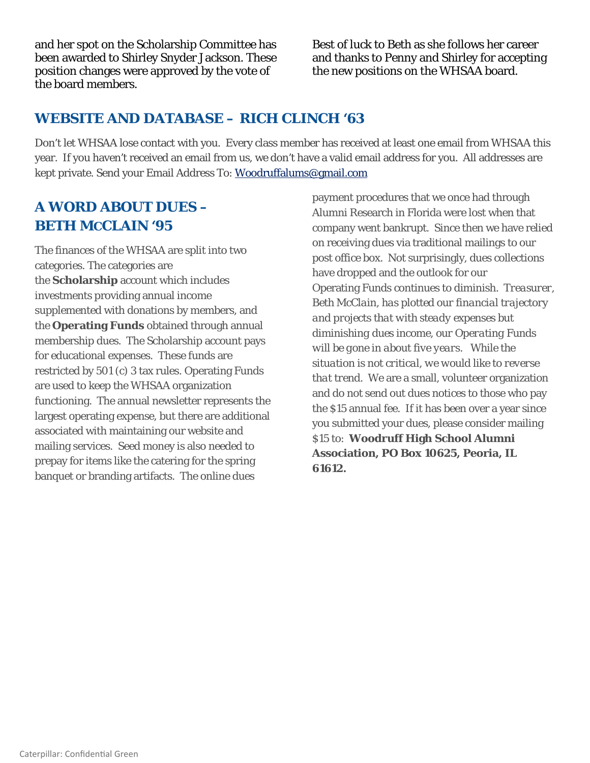and her spot on the Scholarship Committee has been awarded to Shirley Snyder Jackson. These position changes were approved by the vote of the board members.

Best of luck to Beth as she follows her career and thanks to Penny and Shirley for accepting the new positions on the WHSAA board.

## WEBSITE AND DATABASE – RICH CLINCH '63

Don't let WHSAA lose contact with you. Every class member has received at least one email from WHSAA this year. If you haven't received an email from us, we don't have a valid email address for you. All addresses are kept private. Send your Email Address To: Woodruffalums@gmail.com

## A WORD ABOUT DUES – BETH MCCLAIN '95

The finances of the WHSAA are split into two categories. The categories are the **Scholarship** account which includes investments providing annual income supplemented with donations by members, and the **Operating Funds** obtained through annual membership dues. The Scholarship account pays for educational expenses. These funds are restricted by 501 (c) 3 tax rules. Operating Funds are used to keep the WHSAA organization functioning. The annual newsletter represents the largest operating expense, but there are additional associated with maintaining our website and mailing services. Seed money is also needed to prepay for items like the catering for the spring banquet or branding artifacts. The online dues payment procedures that we once had through Alumni Research in Florida were lost when that company went bankrupt. Since then we have relied on receiving dues via traditional mailings to our post office box. Not surprisingly, dues collections have dropped and the outlook for our Operating Funds continues to diminish. *Treasurer, Beth McClain, has plotted our financial trajectory and projects that with steady expenses but diminishing dues income, our Operating Funds will be gone in about five years.* While the situation is not critical, we would like to reverse that trend. We are a small, volunteer organization and do not send out dues notices to those who pay the $15 annual fee. If it has been over a year since you submitted your dues, please consider mailing $15 to: **Woodruff High School Alumni Association, PO Box 10625, Peoria, IL 61612.**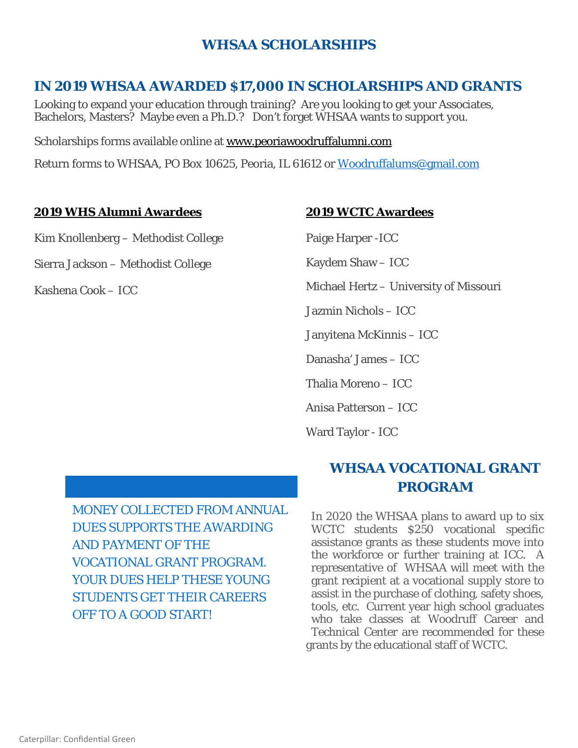# WHSAA SCHOLARSHIPS

## IN 2019 WHSAA AWARDED $17,000 IN SCHOLARSHIPS AND GRANTS

Looking to expand your education through training? Are you looking to get your Associates, Bachelors, Masters? Maybe even a Ph.D.? Don't forget WHSAA wants to support you.

Scholarships forms available online at www.peoriawoodruffalumni.com

Return forms to WHSAA, PO Box 10625, Peoria, IL 61612 or Woodruffalums@gmail.com

**2019 WHS Alumni Awardees**

Kim Knollenberg – Methodist College

Sierra Jackson – Methodist College

Kashena Cook – ICC

**2019 WCTC Awardees**

Paige Harper -ICC

Kaydem Shaw – ICC

Michael Hertz – University of Missouri

Jazmin Nichols – ICC

Janyitena McKinnis – ICC

Danasha' James – ICC

Thalia Moreno – ICC

Anisa Patterson – ICC

Ward Taylor - ICC

MONEY COLLECTED FROM ANNUAL DUES SUPPORTS THE AWARDING AND PAYMENT OF THE VOCATIONAL GRANT PROGRAM. YOUR DUES HELP THESE YOUNG STUDENTS GET THEIR CAREERS OFF TO A GOOD START!

## WHSAA VOCATIONAL GRANT PROGRAM

In 2020 the WHSAA plans to award up to six WCTC students $250 vocational specific assistance grants as these students move into the workforce or further training at ICC. A representative of WHSAA will meet with the grant recipient at a vocational supply store to assist in the purchase of clothing, safety shoes, tools, etc. Current year high school graduates who take classes at Woodruff Career and Technical Center are recommended for these grants by the educational staff of WCTC.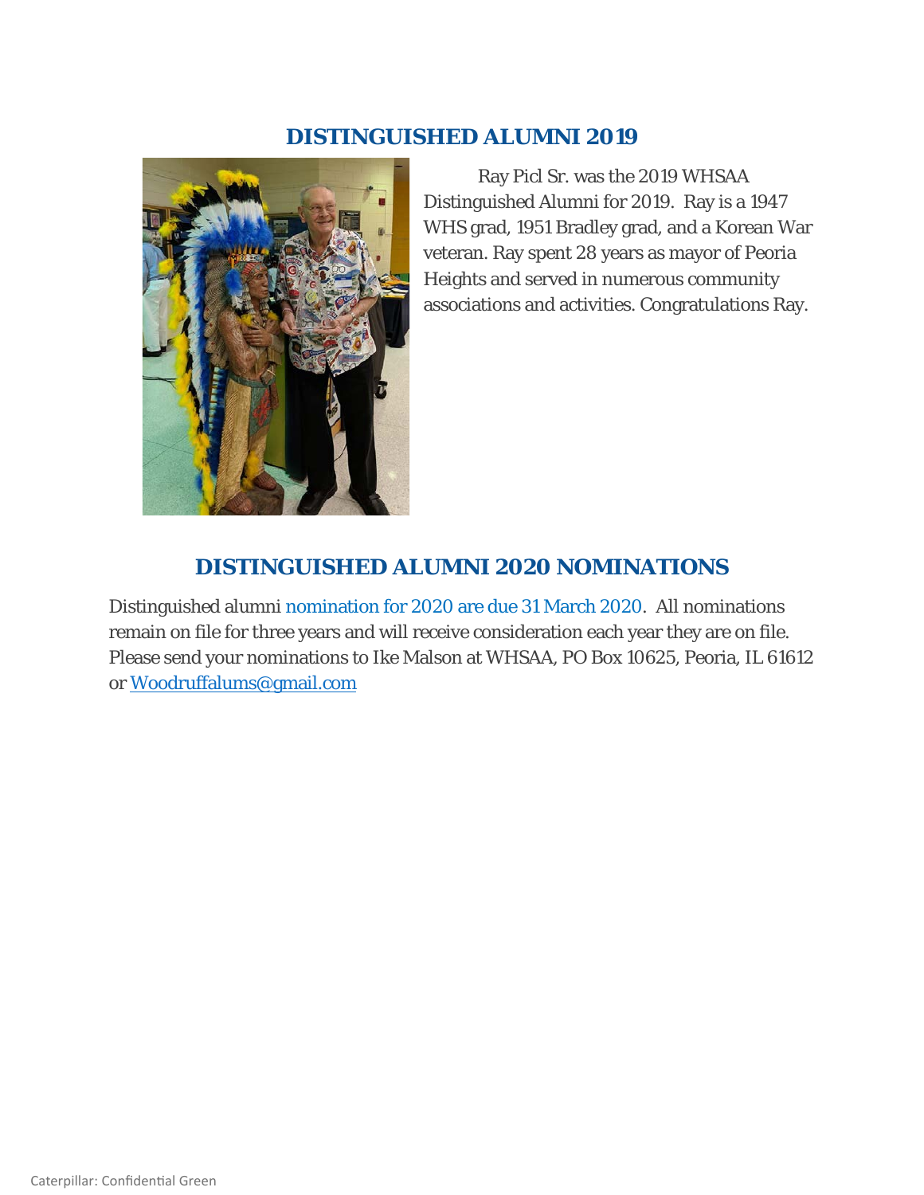## DISTINGUISHED ALUMNI 2019

Ray Picl Sr. was the 2019 WHSAA Distinguished Alumni for 2019. Ray is a 1947 WHS grad, 1951 Bradley grad, and a Korean War veteran. Ray spent 28 years as mayor of Peoria Heights and served in numerous community associations and activities. Congratulations Ray.

## DISTINGUISHED ALUMNI 2020 NOMINATIONS

Distinguished alumni nomination for 2020 are due 31 March 2020. All nominations remain on file for three years and will receive consideration each year they are on file. Please send your nominations to Ike Malson at WHSAA, PO Box 10625, Peoria, IL 61612 or Woodruffalums@gmail.com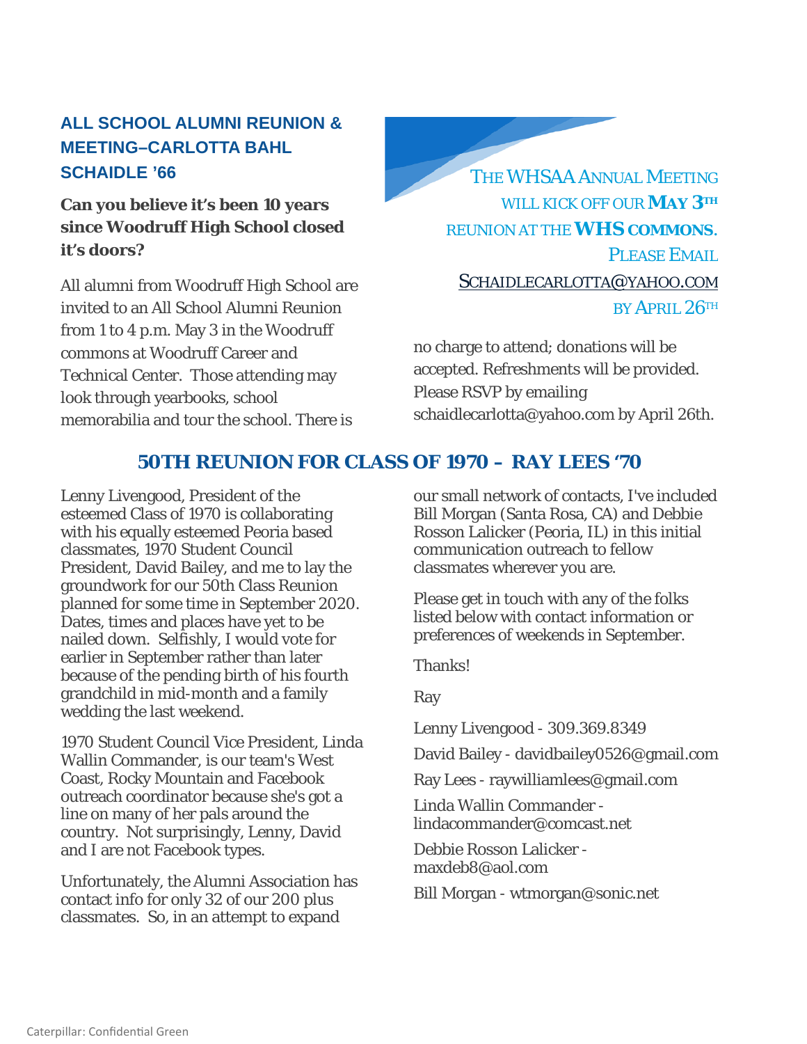## ALL SCHOOL ALUMNI REUNION & MEETING–CARLOTTA BAHL SCHAIDLE '66

**Can you believe it's been 10 years since Woodruff High School closed it's doors?**

All alumni from Woodruff High School are invited to an All School Alumni Reunion from 1 to 4 p.m. May 3 in the Woodruff commons at Woodruff Career and Technical Center. Those attending may look through yearbooks, school memorabilia and tour the school. There is no charge to attend; donations will be accepted. Refreshments will be provided. Please RSVP by emailing schaidlecarlotta@yahoo.com by April 26th.

THE WHSAA ANNUAL MEETING WILL KICK OFF OUR **MAY 3TH** REUNION AT THE **WHS COMMONS**. PLEASE EMAIL SCHAIDLECARLOTTA@YAHOO.COM BY APRIL 26TH

## 50TH REUNION FOR CLASS OF 1970 – RAY LEES '70

Lenny Livengood, President of the esteemed Class of 1970 is collaborating with his equally esteemed Peoria based classmates, 1970 Student Council President, David Bailey, and me to lay the groundwork for our 50th Class Reunion planned for some time in September 2020. Dates, times and places have yet to be nailed down. Selfishly, I would vote for earlier in September rather than later because of the pending birth of his fourth grandchild in mid-month and a family wedding the last weekend.

1970 Student Council Vice President, Linda Wallin Commander, is our team's West Coast, Rocky Mountain and Facebook outreach coordinator because she's got a line on many of her pals around the country. Not surprisingly, Lenny, David and I are not Facebook types.

Unfortunately, the Alumni Association has contact info for only 32 of our 200 plus classmates. So, in an attempt to expand our small network of contacts, I've included Bill Morgan (Santa Rosa, CA) and Debbie Rosson Lalicker (Peoria, IL) in this initial communication outreach to fellow classmates wherever you are.

Please get in touch with any of the folks listed below with contact information or preferences of weekends in September.

Thanks!

Ray

Lenny Livengood - 309.369.8349

David Bailey - davidbailey0526@gmail.com

Ray Lees - raywilliamlees@gmail.com

Linda Wallin Commander - lindacommander@comcast.net

Debbie Rosson Lalicker - maxdeb8@aol.com

Bill Morgan - wtmorgan@sonic.net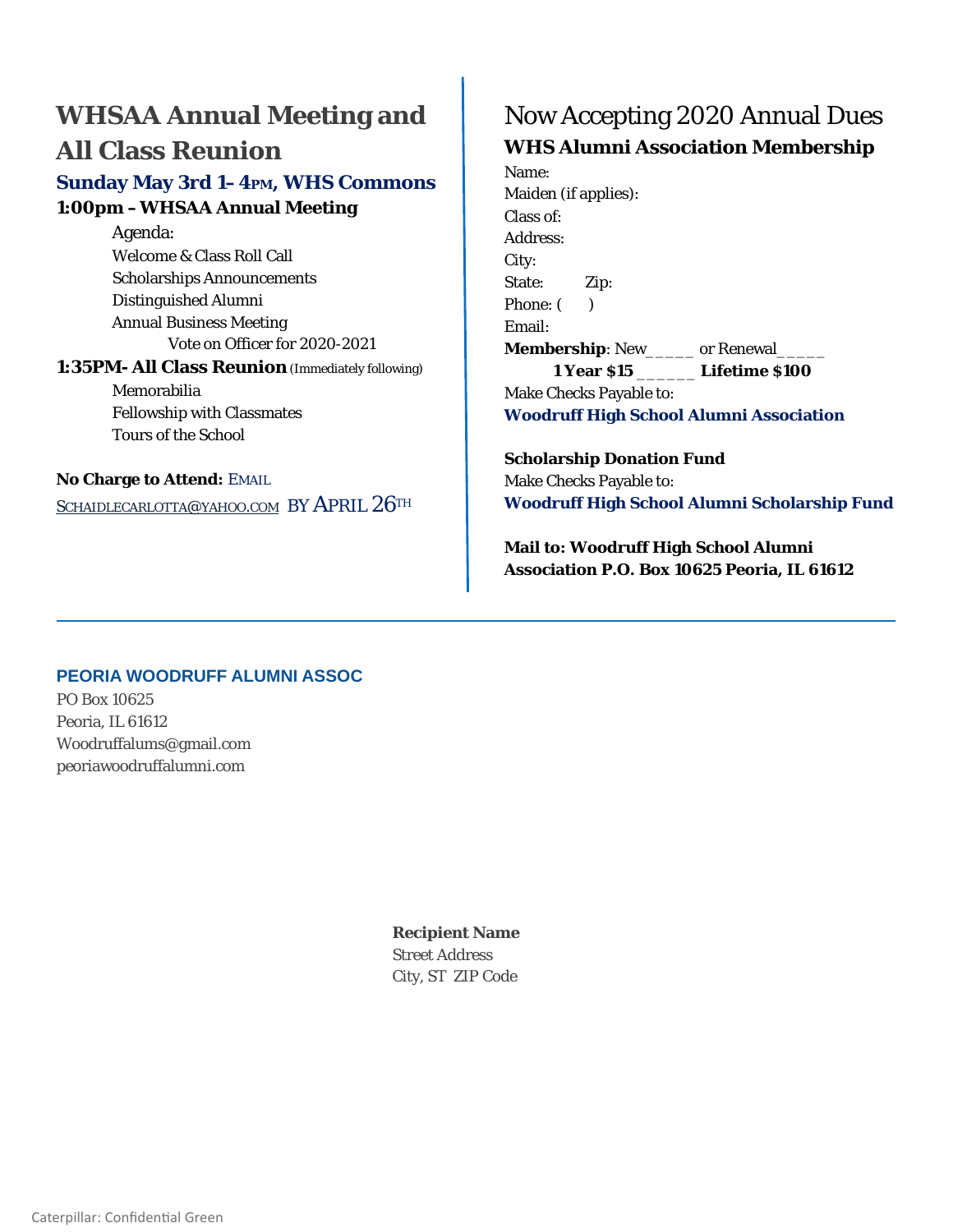## WHSAA Annual Meeting and All Class Reunion

### Sunday May 3rd 1– 4PM, WHS Commons

**1:00pm – WHSAA Annual Meeting**

Agenda:

- Welcome & Class Roll Call
- Scholarships Announcements
- Distinguished Alumni
- Annual Business Meeting
  - Vote on Officer for 2020-2021

**1:35PM- All Class Reunion** (Immediately following)

- Memorabilia
- Fellowship with Classmates
- Tours of the School

**No Charge to Attend:** EMAIL SCHAIDLECARLOTTA@YAHOO.COM BY APRIL 26TH

## Now Accepting 2020 Annual Dues

**WHS Alumni Association Membership**

Name:
Maiden (if applies):
Class of:
Address:
City:
State: Zip:
Phone: ( )
Email:

**Membership**: New_____ or Renewal_____

**1 Year $15** ______ **Lifetime $100**

Make Checks Payable to:
**Woodruff High School Alumni Association**

**Scholarship Donation Fund**
Make Checks Payable to:
**Woodruff High School Alumni Scholarship Fund**

**Mail to: Woodruff High School Alumni Association P.O. Box 10625 Peoria, IL 61612**

---

**PEORIA WOODRUFF ALUMNI ASSOC**
PO Box 10625
Peoria, IL 61612
Woodruffalums@gmail.com
peoriawoodruffalumni.com

**Recipient Name**
Street Address
City, ST ZIP Code

Caterpillar: Confidential Green